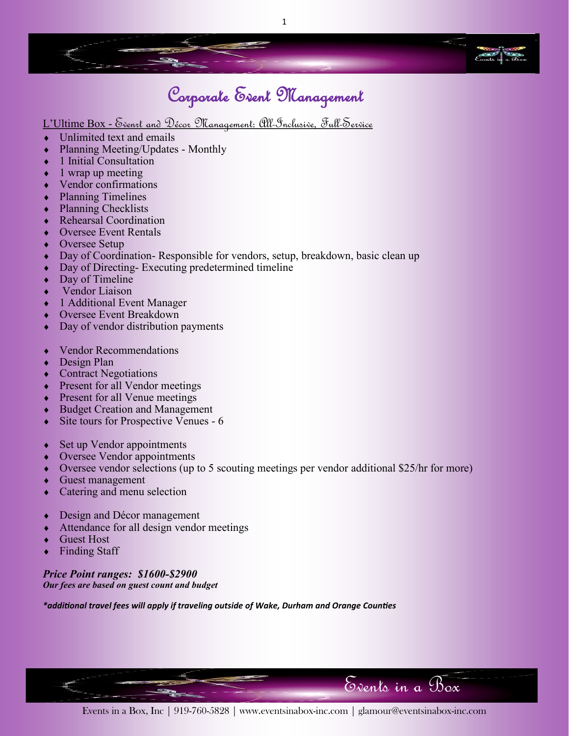# Corporate Event Management

L'Ultime Box - Evenrt and Décor Management: All-Inclusive, Full-Service

- Unlimited text and emails
- Planning Meeting/Updates - Monthly
- 1 Initial Consultation
- 1 wrap up meeting
- Vendor confirmations
- Planning Timelines
- Planning Checklists
- Rehearsal Coordination
- Oversee Event Rentals
- Oversee Setup
- Day of Coordination- Responsible for vendors, setup, breakdown, basic clean up
- Day of Directing- Executing predetermined timeline
- Day of Timeline
- Vendor Liaison
- 1 Additional Event Manager
- Oversee Event Breakdown
- Day of vendor distribution payments

- Vendor Recommendations
- Design Plan
- Contract Negotiations
- Present for all Vendor meetings
- Present for all Venue meetings
- Budget Creation and Management
- Site tours for Prospective Venues - 6

- Set up Vendor appointments
- Oversee Vendor appointments
- Oversee vendor selections (up to 5 scouting meetings per vendor additional $25/hr for more)
- Guest management
- Catering and menu selection

- Design and Décor management
- Attendance for all design vendor meetings
- Guest Host
- Finding Staff

***Price Point ranges: $1600-$2900***
***Our fees are based on guest count and budget***

***additional travel fees will apply if traveling outside of Wake, Durham and Orange Counties***

Events in a Box

Events in a Box, Inc | 919-760-5828 | www.eventsinabox-inc.com | glamour@eventsinabox-inc.com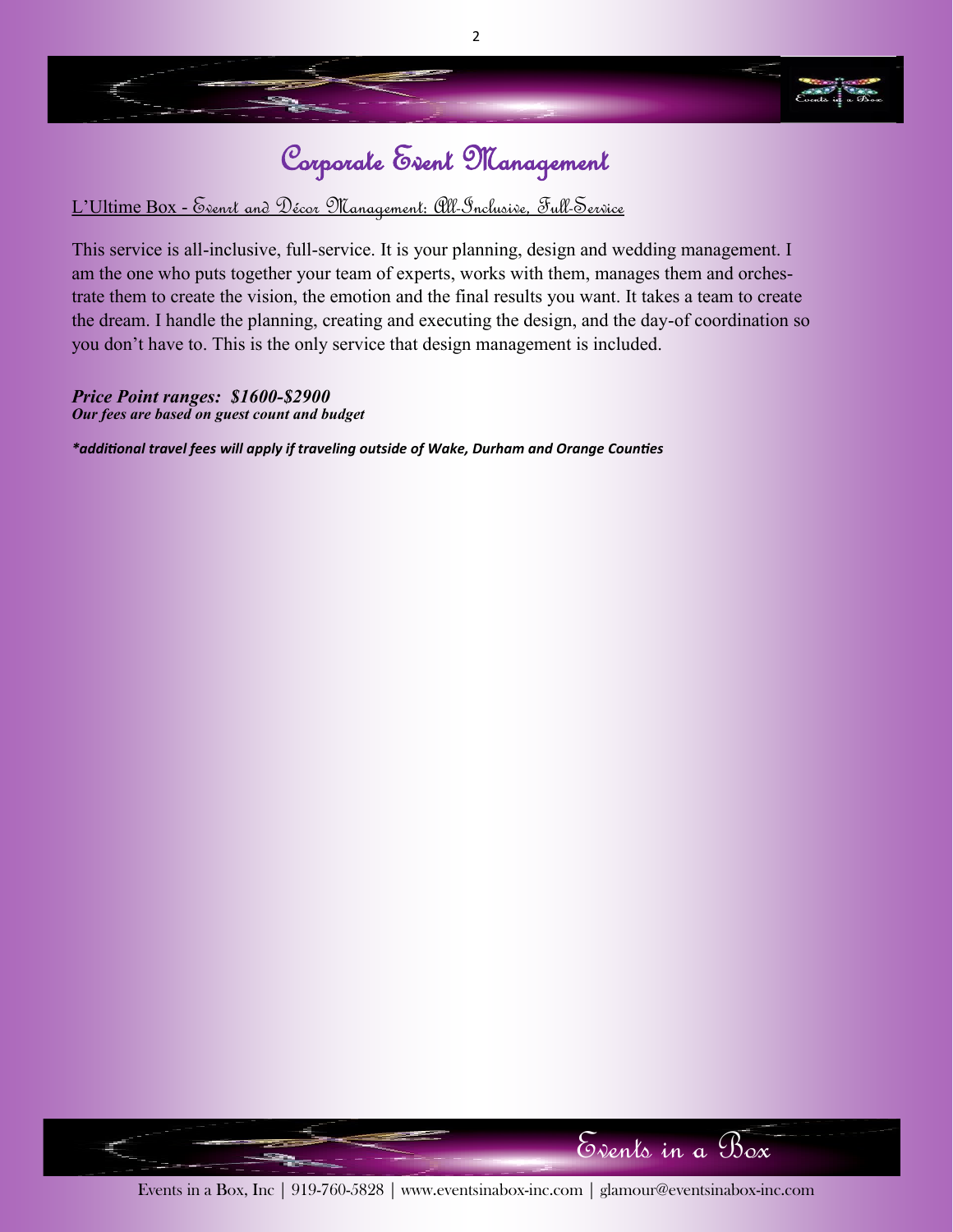# Corporate Event Management

L'Ultime Box - Evenrt and Décor Management: All-Inclusive, Full-Service

This service is all-inclusive, full-service. It is your planning, design and wedding management. I am the one who puts together your team of experts, works with them, manages them and orchestrate them to create the vision, the emotion and the final results you want. It takes a team to create the dream. I handle the planning, creating and executing the design, and the day-of coordination so you don't have to. This is the only service that design management is included.

***Price Point ranges: $1600-$2900***
***Our fees are based on guest count and budget***

***\*additional travel fees will apply if traveling outside of Wake, Durham and Orange Counties***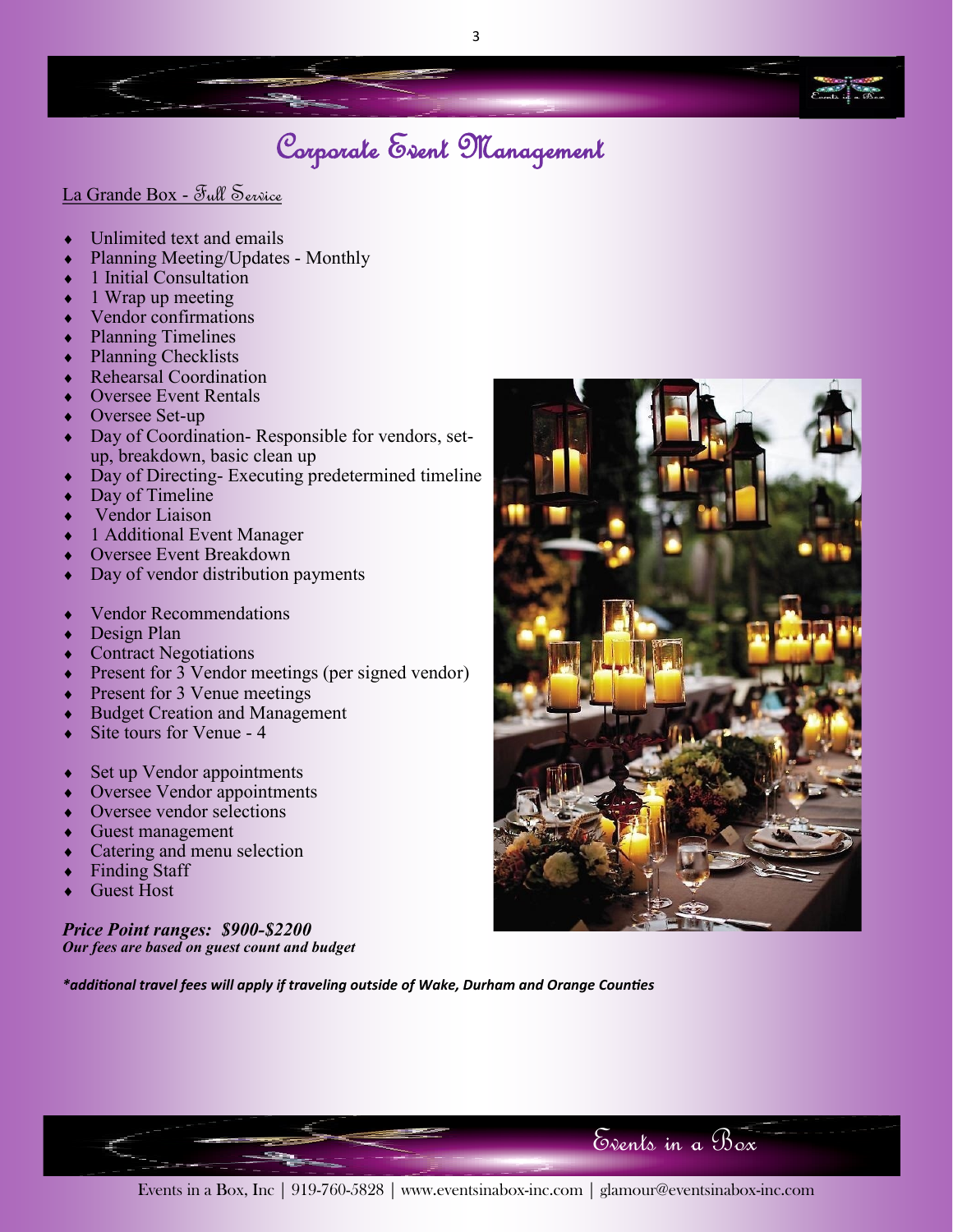# Corporate Event Management

## La Grande Box - Full Service

- Unlimited text and emails
- Planning Meeting/Updates - Monthly
- 1 Initial Consultation
- 1 Wrap up meeting
- Vendor confirmations
- Planning Timelines
- Planning Checklists
- Rehearsal Coordination
- Oversee Event Rentals
- Oversee Set-up
- Day of Coordination- Responsible for vendors, set-up, breakdown, basic clean up
- Day of Directing- Executing predetermined timeline
- Day of Timeline
- Vendor Liaison
- 1 Additional Event Manager
- Oversee Event Breakdown
- Day of vendor distribution payments

- Vendor Recommendations
- Design Plan
- Contract Negotiations
- Present for 3 Vendor meetings (per signed vendor)
- Present for 3 Venue meetings
- Budget Creation and Management
- Site tours for Venue - 4

- Set up Vendor appointments
- Oversee Vendor appointments
- Oversee vendor selections
- Guest management
- Catering and menu selection
- Finding Staff
- Guest Host

***Price Point ranges: $900-$2200***
***Our fees are based on guest count and budget***

***additional travel fees will apply if traveling outside of Wake, Durham and Orange Counties**

Events in a Box

Events in a Box, Inc | 919-760-5828 | www.eventsinabox-inc.com | glamour@eventsinabox-inc.com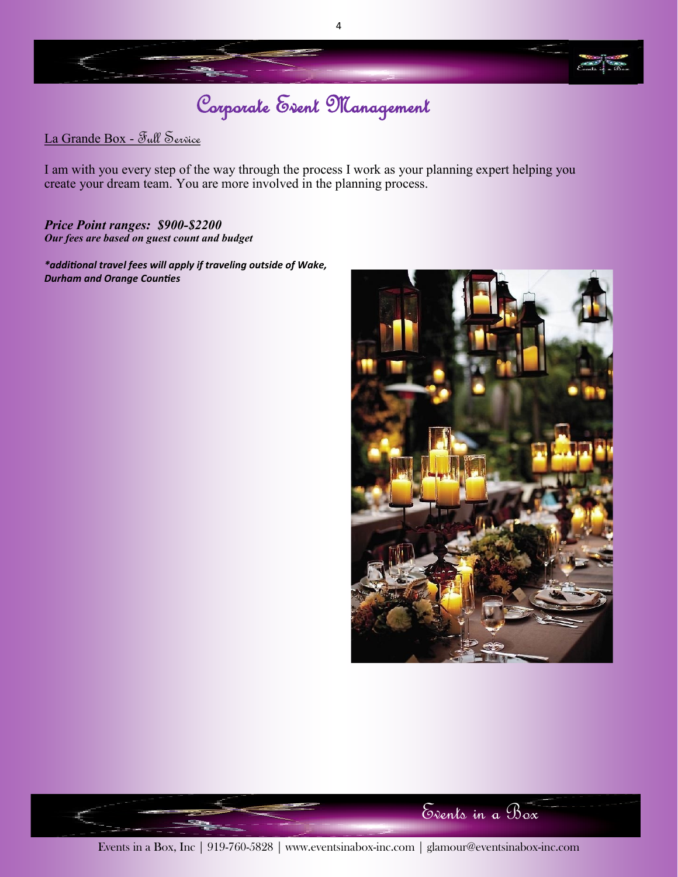# Corporate Event Management

La Grande Box - Full Service

I am with you every step of the way through the process I work as your planning expert helping you create your dream team. You are more involved in the planning process.

***Price Point ranges: $900-$2200***
***Our fees are based on guest count and budget***

***additional travel fees will apply if traveling outside of Wake, Durham and Orange Counties***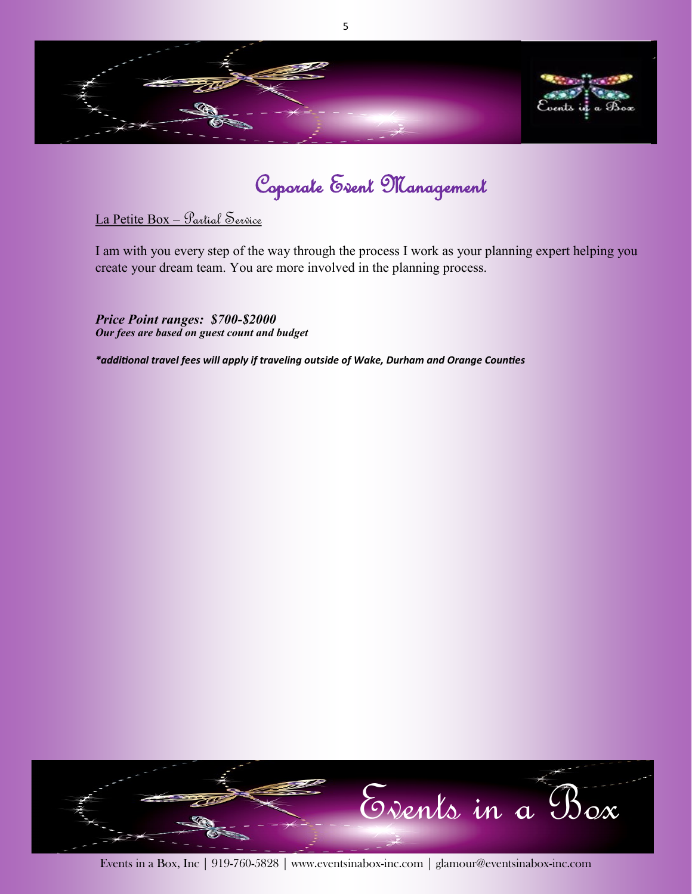# Coporate Event Management

La Petite Box – Partial Service

I am with you every step of the way through the process I work as your planning expert helping you create your dream team. You are more involved in the planning process.

***Price Point ranges: $700-$2000***
***Our fees are based on guest count and budget***

***\*additional travel fees will apply if traveling outside of Wake, Durham and Orange Counties***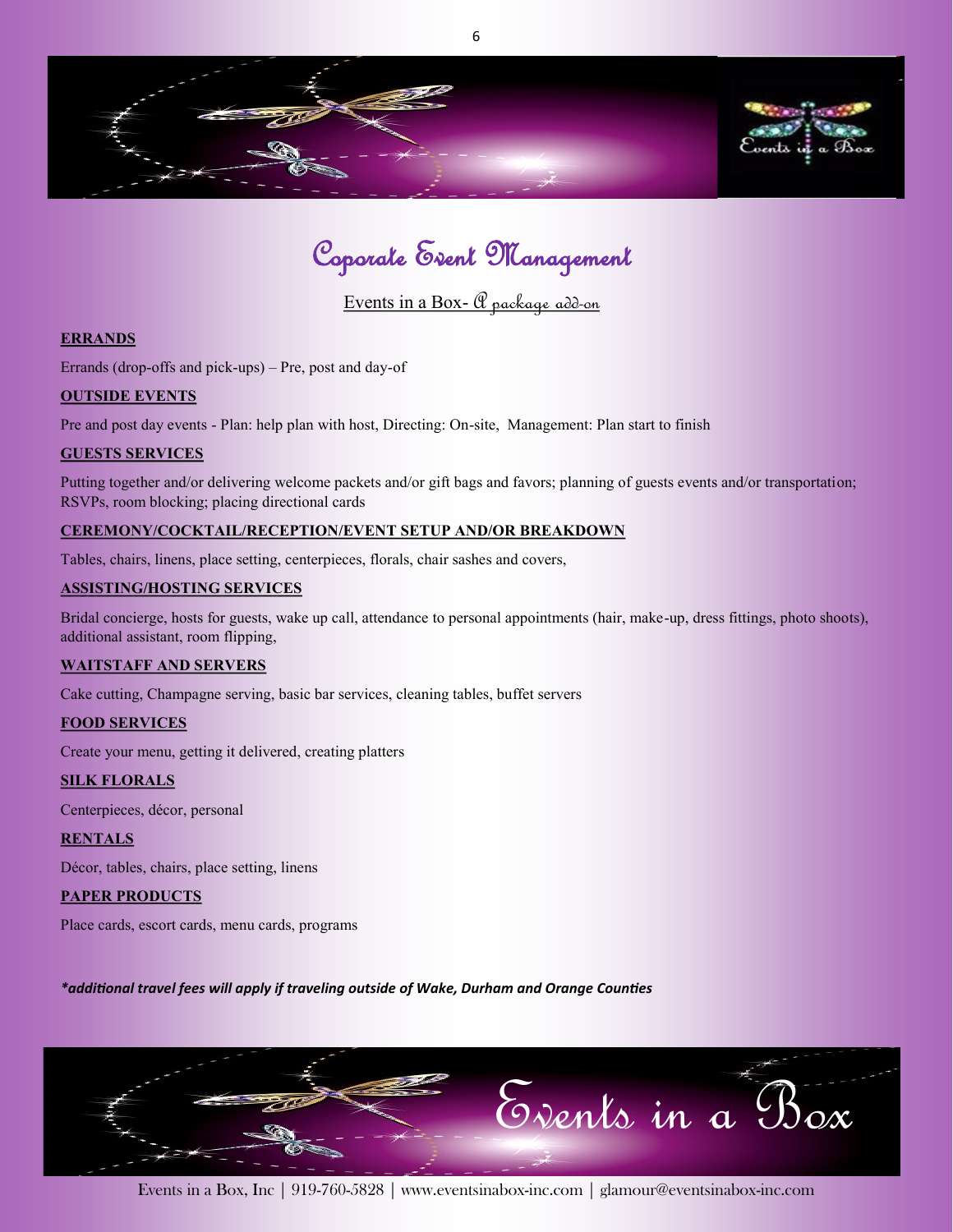# Coporate Event Management

Events in a Box- A package add-on

**ERRANDS**

Errands (drop-offs and pick-ups) – Pre, post and day-of

**OUTSIDE EVENTS**

Pre and post day events - Plan: help plan with host, Directing: On-site, Management: Plan start to finish

**GUESTS SERVICES**

Putting together and/or delivering welcome packets and/or gift bags and favors; planning of guests events and/or transportation; RSVPs, room blocking; placing directional cards

**CEREMONY/COCKTAIL/RECEPTION/EVENT SETUP AND/OR BREAKDOWN**

Tables, chairs, linens, place setting, centerpieces, florals, chair sashes and covers,

**ASSISTING/HOSTING SERVICES**

Bridal concierge, hosts for guests, wake up call, attendance to personal appointments (hair, make-up, dress fittings, photo shoots), additional assistant, room flipping,

**WAITSTAFF AND SERVERS**

Cake cutting, Champagne serving, basic bar services, cleaning tables, buffet servers

**FOOD SERVICES**

Create your menu, getting it delivered, creating platters

**SILK FLORALS**

Centerpieces, décor, personal

**RENTALS**

Décor, tables, chairs, place setting, linens

**PAPER PRODUCTS**

Place cards, escort cards, menu cards, programs

***additional travel fees will apply if traveling outside of Wake, Durham and Orange Counties**

Events in a Box

Events in a Box, Inc | 919-760-5828 | www.eventsinabox-inc.com | glamour@eventsinabox-inc.com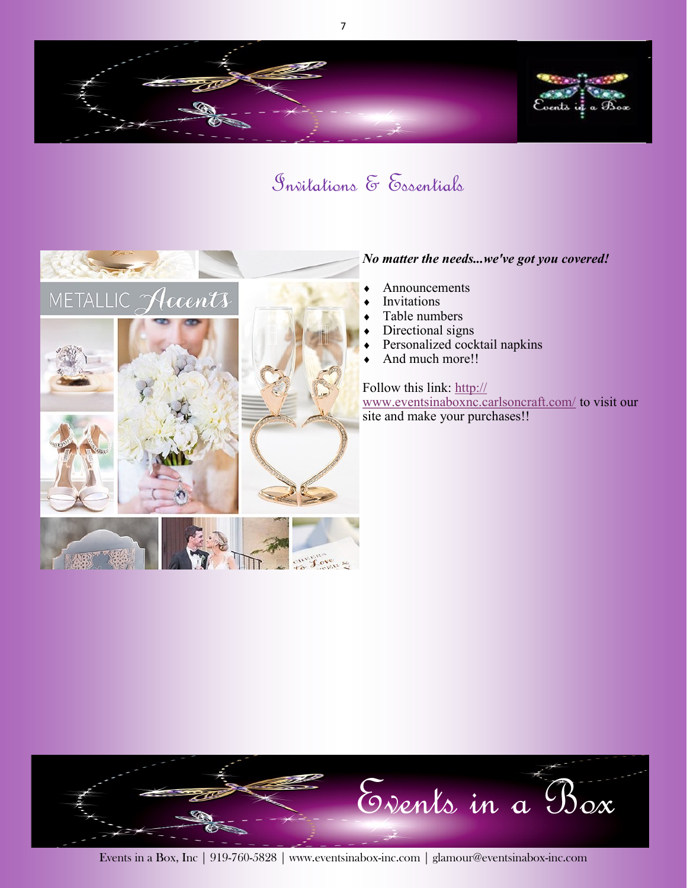# Invitations & Essentials

***No matter the needs...we've got you covered!***

- Announcements
- Invitations
- Table numbers
- Directional signs
- Personalized cocktail napkins
- And much more!!

Follow this link: http://www.eventsinaboxnc.carlsoncraft.com/ to visit our site and make your purchases!!

Events in a Box, Inc | 919-760-5828 | www.eventsinabox-inc.com | glamour@eventsinabox-inc.com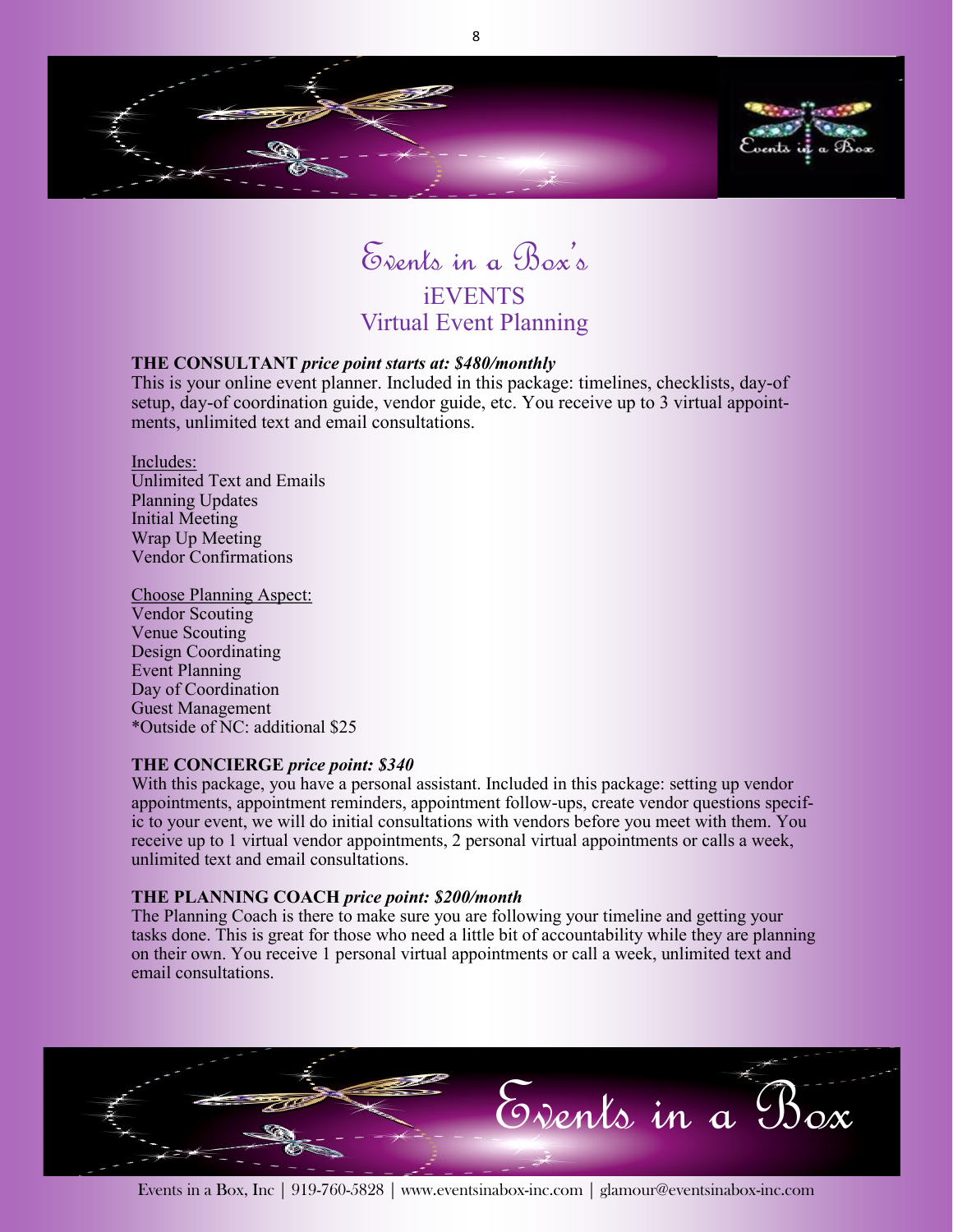# Events in a Box's

## iEVENTS
## Virtual Event Planning

**THE CONSULTANT** ***price point starts at: $480/monthly***
This is your online event planner. Included in this package: timelines, checklists, day-of setup, day-of coordination guide, vendor guide, etc. You receive up to 3 virtual appointments, unlimited text and email consultations.

Includes:
Unlimited Text and Emails
Planning Updates
Initial Meeting
Wrap Up Meeting
Vendor Confirmations

Choose Planning Aspect:
Vendor Scouting
Venue Scouting
Design Coordinating
Event Planning
Day of Coordination
Guest Management
*Outside of NC: additional $25

**THE CONCIERGE** ***price point: $340***
With this package, you have a personal assistant. Included in this package: setting up vendor appointments, appointment reminders, appointment follow-ups, create vendor questions specific to your event, we will do initial consultations with vendors before you meet with them. You receive up to 1 virtual vendor appointments, 2 personal virtual appointments or calls a week, unlimited text and email consultations.

**THE PLANNING COACH** ***price point: $200/month***
The Planning Coach is there to make sure you are following your timeline and getting your tasks done. This is great for those who need a little bit of accountability while they are planning on their own. You receive 1 personal virtual appointments or call a week, unlimited text and email consultations.

Events in a Box

Events in a Box, Inc | 919-760-5828 | www.eventsinabox-inc.com | glamour@eventsinabox-inc.com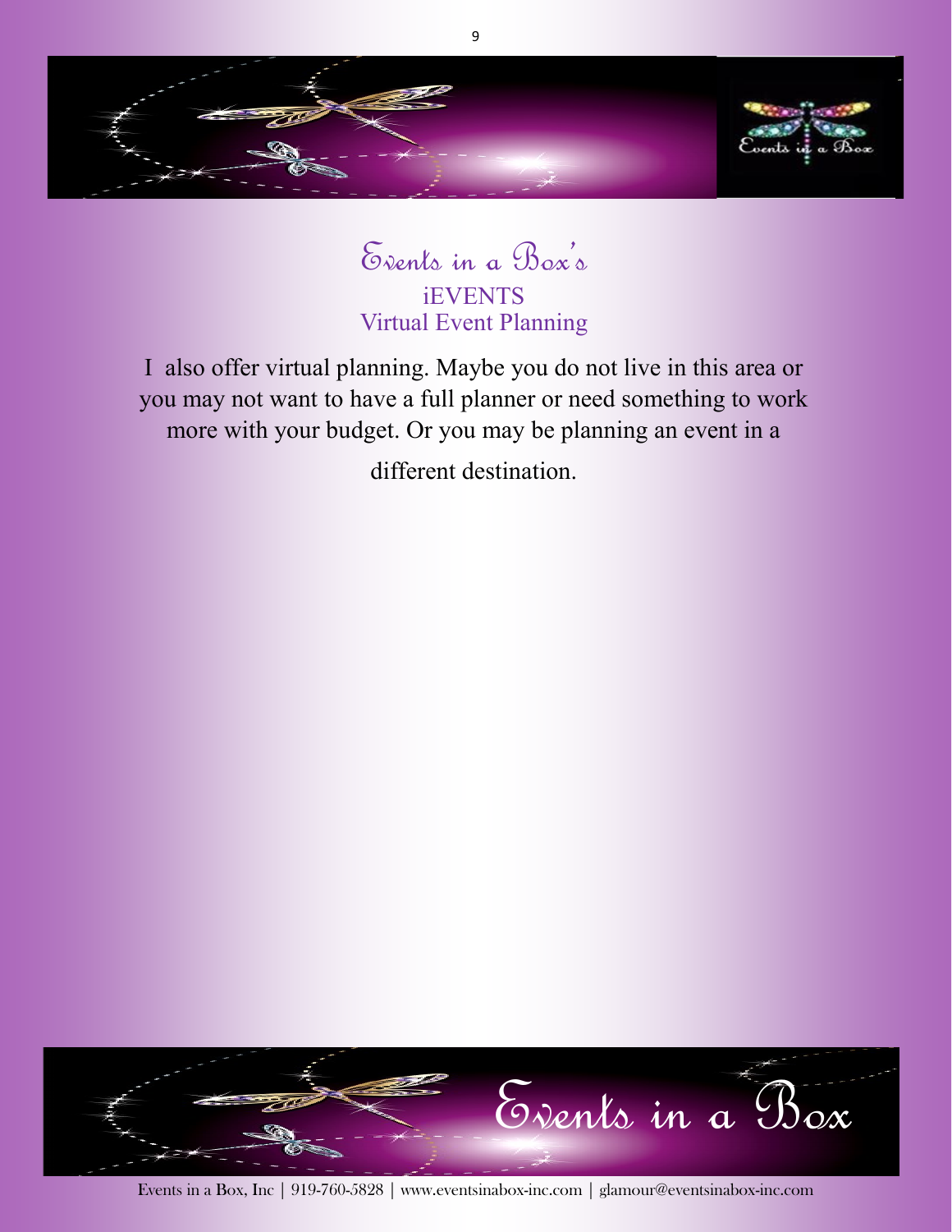# Events in a Box's
## iEVENTS
## Virtual Event Planning

I also offer virtual planning. Maybe you do not live in this area or you may not want to have a full planner or need something to work more with your budget. Or you may be planning an event in a different destination.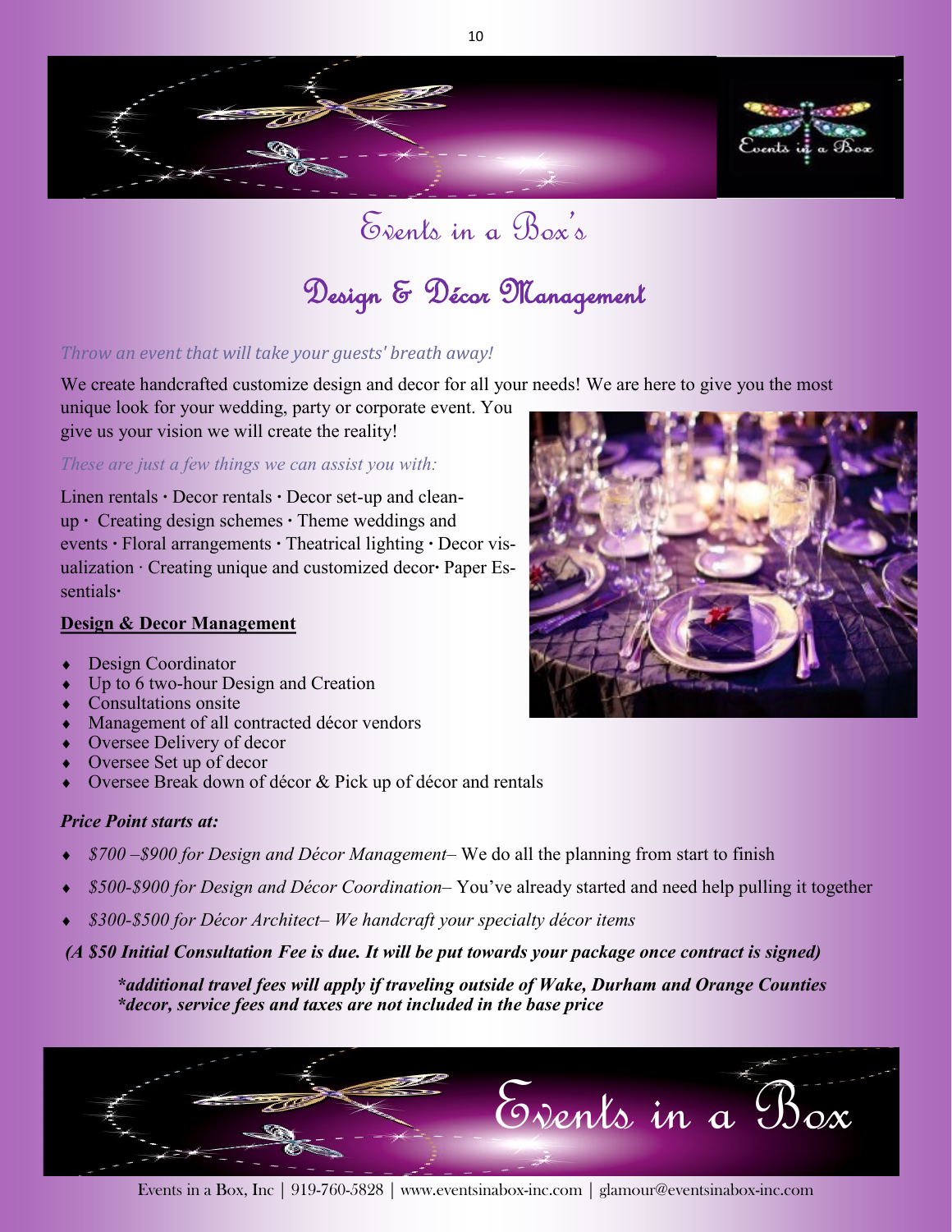# Events in a Box's

# Design & Décor Management

*Throw an event that will take your guests' breath away!*

We create handcrafted customize design and decor for all your needs! We are here to give you the most unique look for your wedding, party or corporate event. You give us your vision we will create the reality!

*These are just a few things we can assist you with:*

Linen rentals · Decor rentals · Decor set-up and clean-up · Creating design schemes · Theme weddings and events · Floral arrangements · Theatrical lighting · Decor visualization · Creating unique and customized decor· Paper Essentials·

**Design & Decor Management**

- Design Coordinator
- Up to 6 two-hour Design and Creation
- Consultations onsite
- Management of all contracted décor vendors
- Oversee Delivery of decor
- Oversee Set up of decor
- Oversee Break down of décor & Pick up of décor and rentals

***Price Point starts at:***

- *$700 –$900 for Design and Décor Management*– We do all the planning from start to finish
- *$500-$900 for Design and Décor Coordination*– You've already started and need help pulling it together
- *$300-$500 for Décor Architect– We handcraft your specialty décor items*

***(A $50 Initial Consultation Fee is due. It will be put towards your package once contract is signed)***

***\*additional travel fees will apply if traveling outside of Wake, Durham and Orange Counties***
***\*decor, service fees and taxes are not included in the base price***

Events in a Box

Events in a Box, Inc | 919-760-5828 | www.eventsinabox-inc.com | glamour@eventsinabox-inc.com